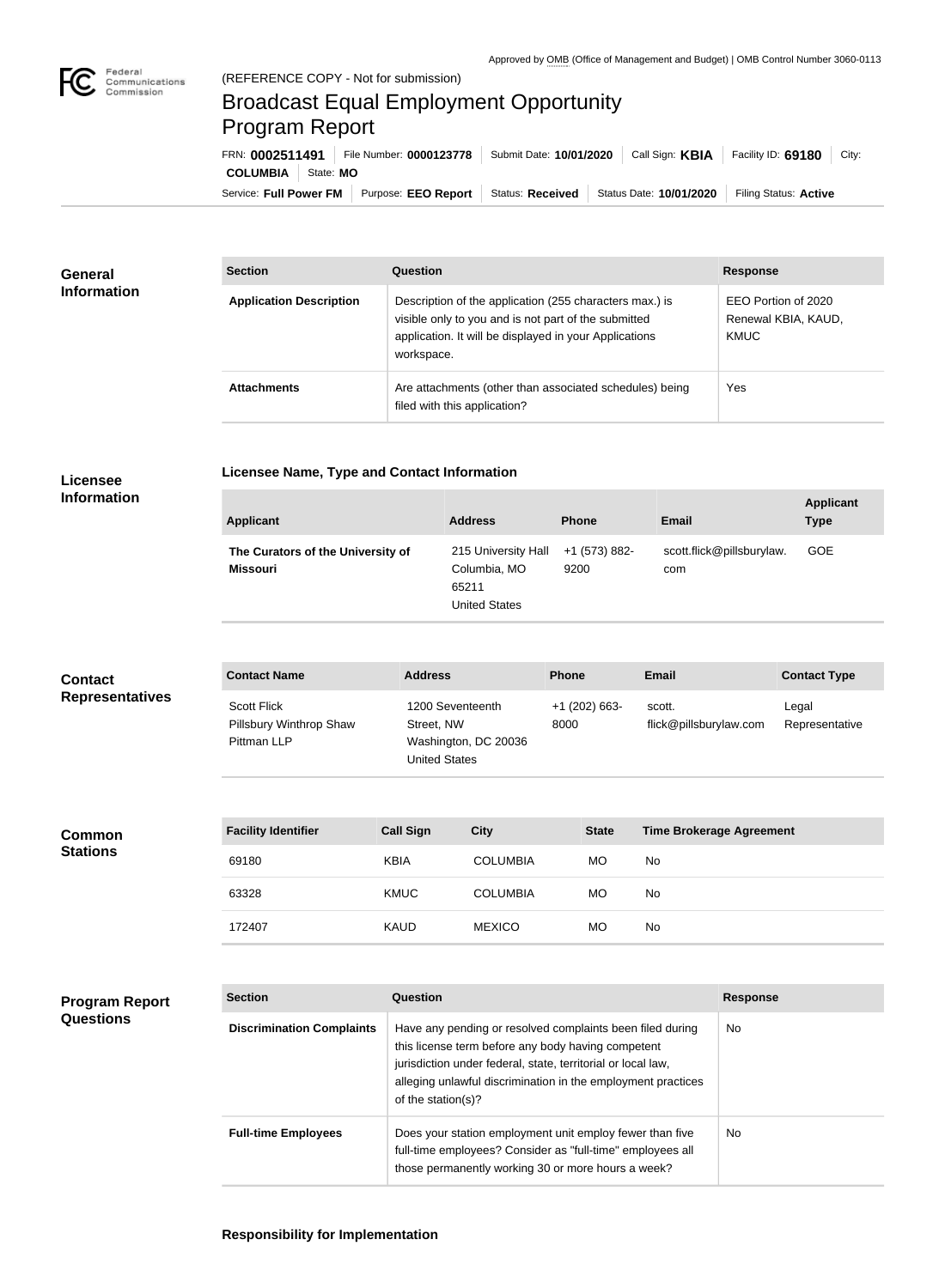Approved by OMB (Office of Management and Budget) | OMB Control Number 3060-0113

(REFERENCE COPY - Not for submission)

# Broadcast Equal Employment Opportunity Program Report

FRN: **0002511491** | File Number: **0000123778** | Submit Date: **10/01/2020** | Call Sign: **KBIA** | Facility ID: **69180** | City: **COLUMBIA** | State: **MO**

Service: **Full Power FM** | Purpose: **EEO Report** | Status: **Received** | Status Date: **10/01/2020** | Filing Status: **Active**

## General Information

| Section | Question | Response |
|---|---|---|
| **Application Description** | Description of the application (255 characters max.) is visible only to you and is not part of the submitted application. It will be displayed in your Applications workspace. | EEO Portion of 2020 Renewal KBIA, KAUD, KMUC |
| **Attachments** | Are attachments (other than associated schedules) being filed with this application? | Yes |

## Licensee Information

### Licensee Name, Type and Contact Information

| Applicant | Address | Phone | Email | Applicant Type |
|---|---|---|---|---|
| **The Curators of the University of Missouri** | 215 University Hall Columbia, MO 65211 United States | +1 (573) 882-9200 | scott.flick@pillsburylaw.com | GOE |

## Contact Representatives

| Contact Name | Address | Phone | Email | Contact Type |
|---|---|---|---|---|
| Scott Flick Pillsbury Winthrop Shaw Pittman LLP | 1200 Seventeenth Street, NW Washington, DC 20036 United States | +1 (202) 663-8000 | scott.flick@pillsburylaw.com | Legal Representative |

## Common Stations

| Facility Identifier | Call Sign | City | State | Time Brokerage Agreement |
|---|---|---|---|---|
| 69180 | KBIA | COLUMBIA | MO | No |
| 63328 | KMUC | COLUMBIA | MO | No |
| 172407 | KAUD | MEXICO | MO | No |

## Program Report Questions

| Section | Question | Response |
|---|---|---|
| **Discrimination Complaints** | Have any pending or resolved complaints been filed during this license term before any body having competent jurisdiction under federal, state, territorial or local law, alleging unlawful discrimination in the employment practices of the station(s)? | No |
| **Full-time Employees** | Does your station employment unit employ fewer than five full-time employees? Consider as "full-time" employees all those permanently working 30 or more hours a week? | No |

### Responsibility for Implementation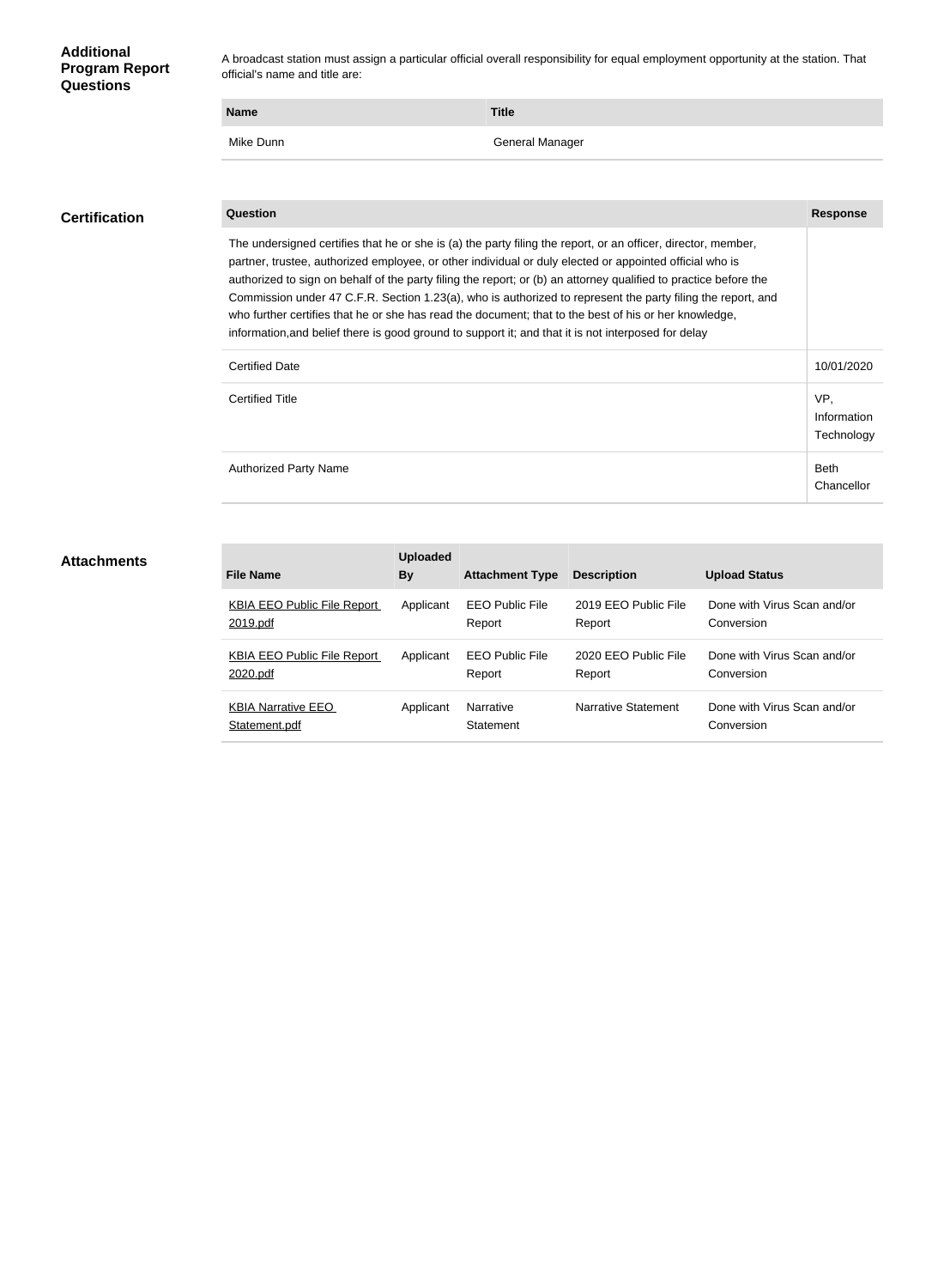## Additional Program Report Questions

A broadcast station must assign a particular official overall responsibility for equal employment opportunity at the station. That official's name and title are:

| Name | Title |
| --- | --- |
| Mike Dunn | General Manager |

## Certification

| Question | Response |
| --- | --- |
| The undersigned certifies that he or she is (a) the party filing the report, or an officer, director, member, partner, trustee, authorized employee, or other individual or duly elected or appointed official who is authorized to sign on behalf of the party filing the report; or (b) an attorney qualified to practice before the Commission under 47 C.F.R. Section 1.23(a), who is authorized to represent the party filing the report, and who further certifies that he or she has read the document; that to the best of his or her knowledge, information,and belief there is good ground to support it; and that it is not interposed for delay | |
| Certified Date | 10/01/2020 |
| Certified Title | VP, Information Technology |
| Authorized Party Name | Beth Chancellor |

## Attachments

| File Name | Uploaded By | Attachment Type | Description | Upload Status |
| --- | --- | --- | --- | --- |
| KBIA EEO Public File Report 2019.pdf | Applicant | EEO Public File Report | 2019 EEO Public File Report | Done with Virus Scan and/or Conversion |
| KBIA EEO Public File Report 2020.pdf | Applicant | EEO Public File Report | 2020 EEO Public File Report | Done with Virus Scan and/or Conversion |
| KBIA Narrative EEO Statement.pdf | Applicant | Narrative Statement | Narrative Statement | Done with Virus Scan and/or Conversion |